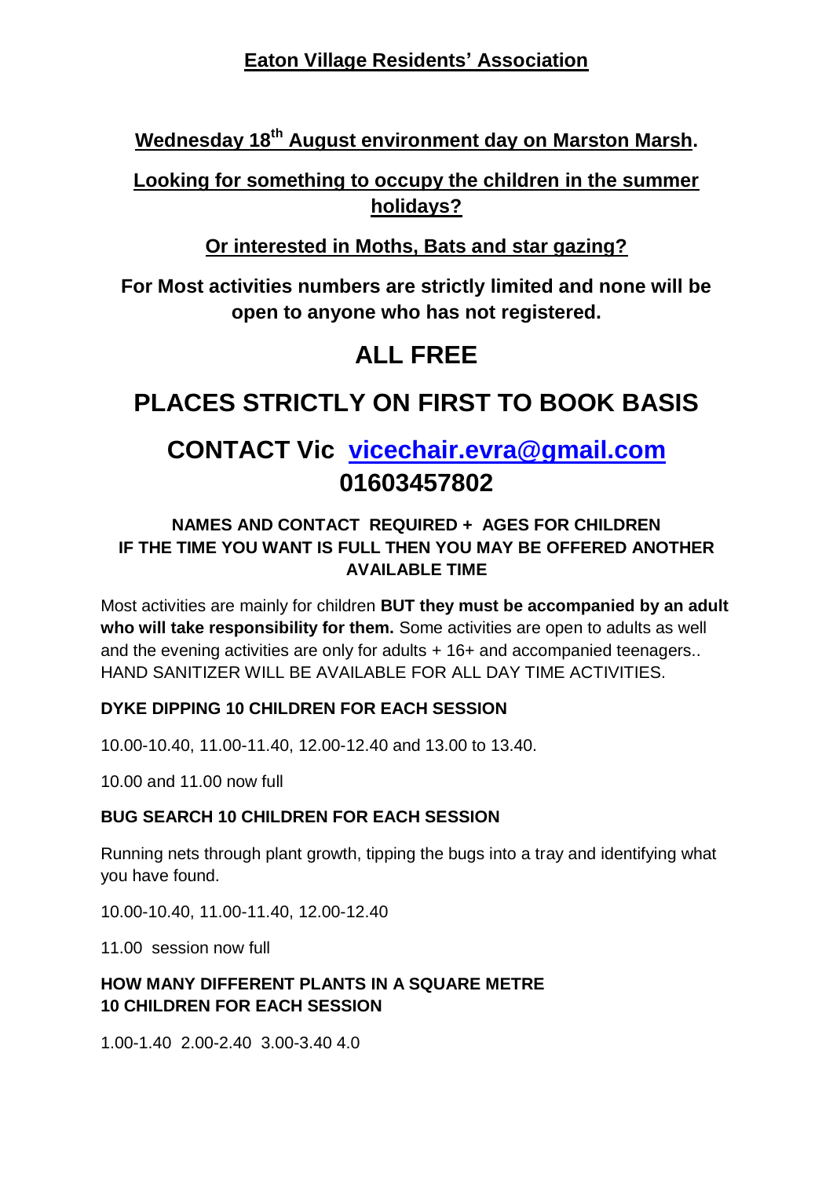# Eaton Village Residents' Association

## Wednesday 18th August environment day on Marston Marsh.

## Looking for something to occupy the children in the summer holidays?

## Or interested in Moths, Bats and star gazing?

**For Most activities numbers are strictly limited and none will be open to anyone who has not registered.**

# ALL FREE

# PLACES STRICTLY ON FIRST TO BOOK BASIS

# CONTACT Vic [vicechair.evra@gmail.com](mailto:vicechair.evra@gmail.com) 01603457802

**NAMES AND CONTACT REQUIRED + AGES FOR CHILDREN**
**IF THE TIME YOU WANT IS FULL THEN YOU MAY BE OFFERED ANOTHER AVAILABLE TIME**

Most activities are mainly for children **BUT they must be accompanied by an adult who will take responsibility for them.** Some activities are open to adults as well and the evening activities are only for adults + 16+ and accompanied teenagers.. HAND SANITIZER WILL BE AVAILABLE FOR ALL DAY TIME ACTIVITIES.

**DYKE DIPPING 10 CHILDREN FOR EACH SESSION**

10.00-10.40, 11.00-11.40, 12.00-12.40 and 13.00 to 13.40.

10.00 and 11.00 now full

**BUG SEARCH 10 CHILDREN FOR EACH SESSION**

Running nets through plant growth, tipping the bugs into a tray and identifying what you have found.

10.00-10.40, 11.00-11.40, 12.00-12.40

11.00 session now full

**HOW MANY DIFFERENT PLANTS IN A SQUARE METRE**
**10 CHILDREN FOR EACH SESSION**

1.00-1.40 2.00-2.40 3.00-3.40 4.0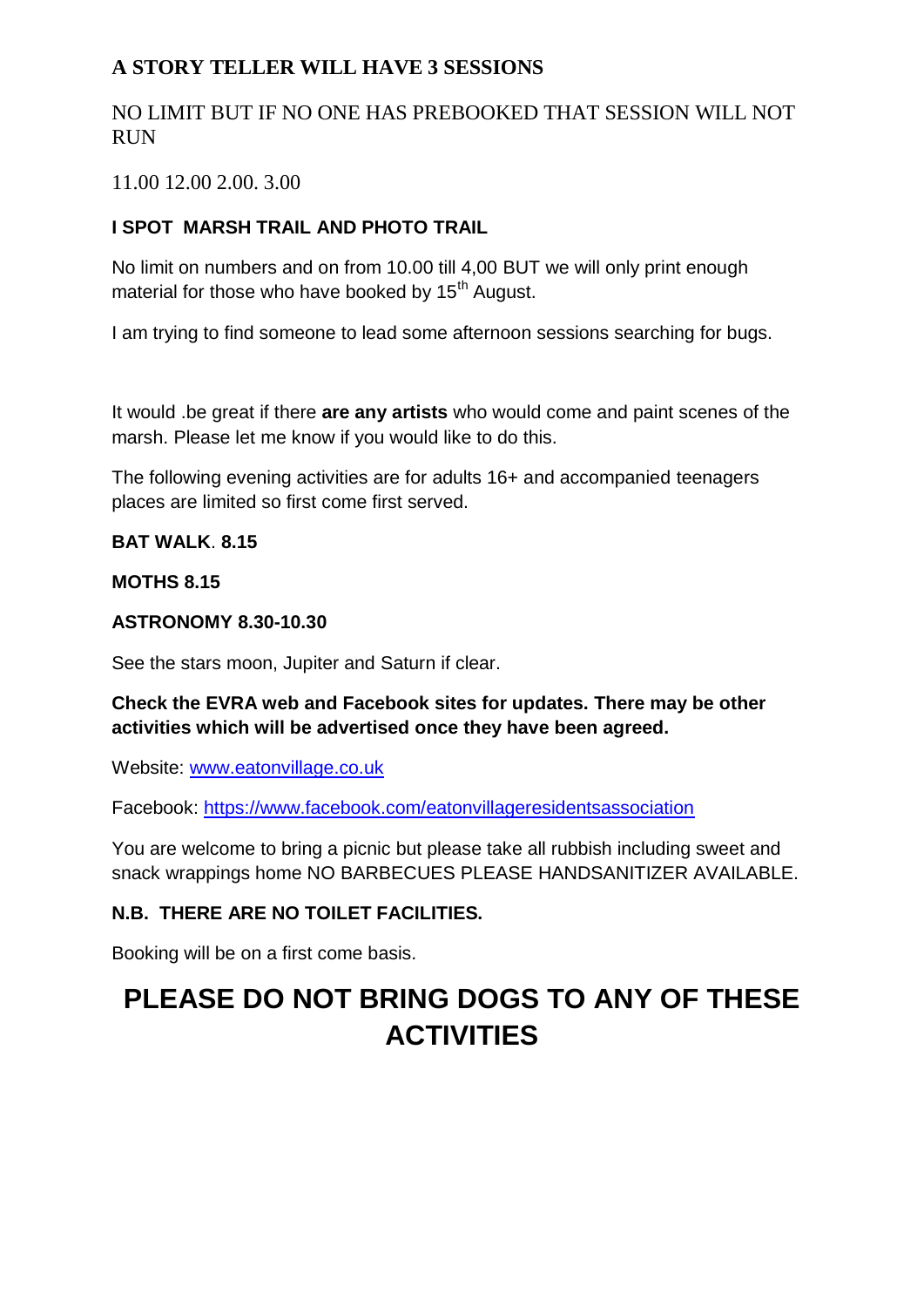### A STORY TELLER WILL HAVE 3 SESSIONS

NO LIMIT BUT IF NO ONE HAS PREBOOKED THAT SESSION WILL NOT RUN

11.00 12.00 2.00. 3.00

### I SPOT MARSH TRAIL AND PHOTO TRAIL

No limit on numbers and on from 10.00 till 4,00 BUT we will only print enough material for those who have booked by 15th August.

I am trying to find someone to lead some afternoon sessions searching for bugs.

It would .be great if there **are any artists** who would come and paint scenes of the marsh. Please let me know if you would like to do this.

The following evening activities are for adults 16+ and accompanied teenagers places are limited so first come first served.

**BAT WALK**. **8.15**

**MOTHS 8.15**

**ASTRONOMY 8.30-10.30**

See the stars moon, Jupiter and Saturn if clear.

**Check the EVRA web and Facebook sites for updates. There may be other activities which will be advertised once they have been agreed.**

Website: [www.eatonvillage.co.uk](http://www.eatonvillage.co.uk)

Facebook: [https://www.facebook.com/eatonvillageresidentsassociation](https://www.facebook.com/eatonvillageresidentsassociation)

You are welcome to bring a picnic but please take all rubbish including sweet and snack wrappings home NO BARBECUES PLEASE HANDSANITIZER AVAILABLE.

**N.B. THERE ARE NO TOILET FACILITIES.**

Booking will be on a first come basis.

# PLEASE DO NOT BRING DOGS TO ANY OF THESE ACTIVITIES